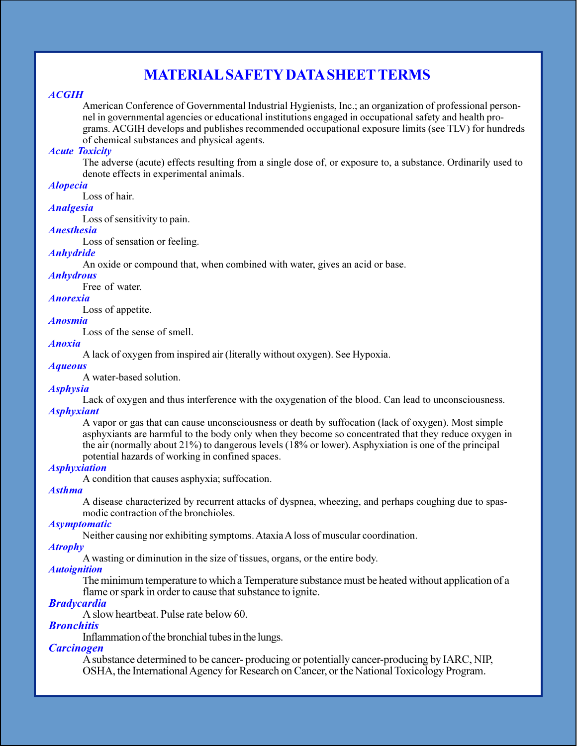# MATERIAL SAFETY DATA SHEET TERMS

***ACGIH***

American Conference of Governmental Industrial Hygienists, Inc.; an organization of professional personnel in governmental agencies or educational institutions engaged in occupational safety and health programs. ACGIH develops and publishes recommended occupational exposure limits (see TLV) for hundreds of chemical substances and physical agents.

***Acute Toxicity***

The adverse (acute) effects resulting from a single dose of, or exposure to, a substance. Ordinarily used to denote effects in experimental animals.

***Alopecia***

Loss of hair.

***Analgesia***

Loss of sensitivity to pain.

***Anesthesia***

Loss of sensation or feeling.

***Anhydride***

An oxide or compound that, when combined with water, gives an acid or base.

***Anhydrous***

Free of water.

***Anorexia***

Loss of appetite.

***Anosmia***

Loss of the sense of smell.

***Anoxia***

A lack of oxygen from inspired air (literally without oxygen). See Hypoxia.

***Aqueous***

A water-based solution.

***Asphysia***

Lack of oxygen and thus interference with the oxygenation of the blood. Can lead to unconsciousness.

***Asphyxiant***

A vapor or gas that can cause unconsciousness or death by suffocation (lack of oxygen). Most simple asphyxiants are harmful to the body only when they become so concentrated that they reduce oxygen in the air (normally about 21%) to dangerous levels (18% or lower). Asphyxiation is one of the principal potential hazards of working in confined spaces.

***Asphyxiation***

A condition that causes asphyxia; suffocation.

***Asthma***

A disease characterized by recurrent attacks of dyspnea, wheezing, and perhaps coughing due to spasmodic contraction of the bronchioles.

***Asymptomatic***

Neither causing nor exhibiting symptoms. Ataxia A loss of muscular coordination.

***Atrophy***

A wasting or diminution in the size of tissues, organs, or the entire body.

***Autoignition***

The minimum temperature to which a Temperature substance must be heated without application of a flame or spark in order to cause that substance to ignite.

***Bradycardia***

A slow heartbeat. Pulse rate below 60.

***Bronchitis***

Inflammation of the bronchial tubes in the lungs.

***Carcinogen***

A substance determined to be cancer- producing or potentially cancer-producing by IARC, NIP, OSHA, the International Agency for Research on Cancer, or the National Toxicology Program.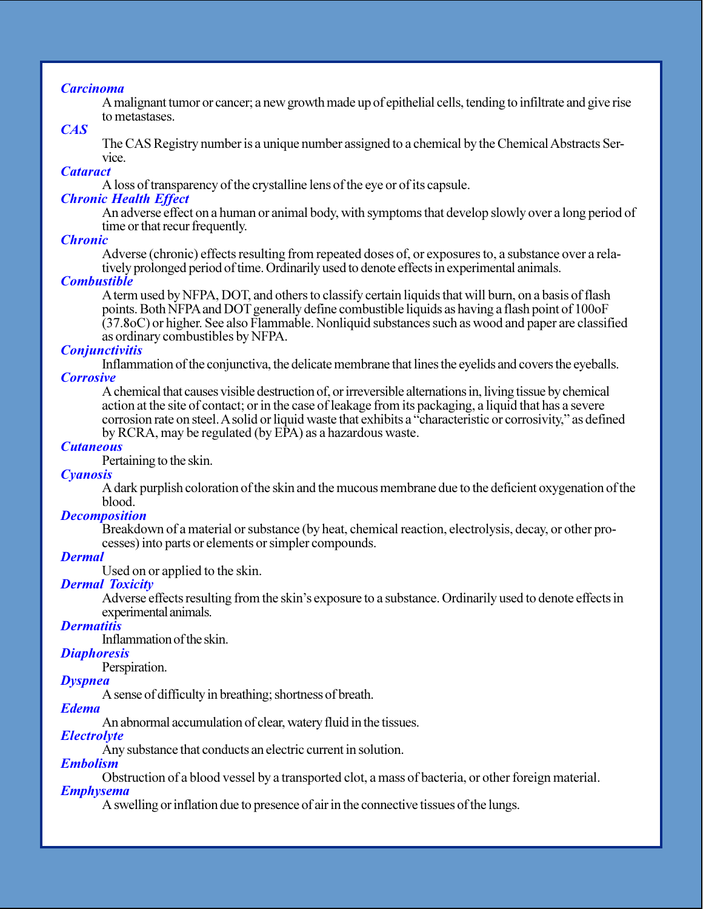***Carcinoma***

A malignant tumor or cancer; a new growth made up of epithelial cells, tending to infiltrate and give rise to metastases.

***CAS***

The CAS Registry number is a unique number assigned to a chemical by the Chemical Abstracts Service.

***Cataract***

A loss of transparency of the crystalline lens of the eye or of its capsule.

***Chronic Health Effect***

An adverse effect on a human or animal body, with symptoms that develop slowly over a long period of time or that recur frequently.

***Chronic***

Adverse (chronic) effects resulting from repeated doses of, or exposures to, a substance over a relatively prolonged period of time. Ordinarily used to denote effects in experimental animals.

***Combustible***

A term used by NFPA, DOT, and others to classify certain liquids that will burn, on a basis of flash points. Both NFPA and DOT generally define combustible liquids as having a flash point of 100oF (37.8oC) or higher. See also Flammable. Nonliquid substances such as wood and paper are classified as ordinary combustibles by NFPA.

***Conjunctivitis***

Inflammation of the conjunctiva, the delicate membrane that lines the eyelids and covers the eyeballs.

***Corrosive***

A chemical that causes visible destruction of, or irreversible alternations in, living tissue by chemical action at the site of contact; or in the case of leakage from its packaging, a liquid that has a severe corrosion rate on steel. A solid or liquid waste that exhibits a "characteristic or corrosivity," as defined by RCRA, may be regulated (by EPA) as a hazardous waste.

***Cutaneous***

Pertaining to the skin.

***Cyanosis***

A dark purplish coloration of the skin and the mucous membrane due to the deficient oxygenation of the blood.

***Decomposition***

Breakdown of a material or substance (by heat, chemical reaction, electrolysis, decay, or other processes) into parts or elements or simpler compounds.

***Dermal***

Used on or applied to the skin.

***Dermal Toxicity***

Adverse effects resulting from the skin's exposure to a substance. Ordinarily used to denote effects in experimental animals.

***Dermatitis***

Inflammation of the skin.

***Diaphoresis***

Perspiration.

***Dyspnea***

A sense of difficulty in breathing; shortness of breath.

***Edema***

An abnormal accumulation of clear, watery fluid in the tissues.

***Electrolyte***

Any substance that conducts an electric current in solution.

***Embolism***

Obstruction of a blood vessel by a transported clot, a mass of bacteria, or other foreign material.

***Emphysema***

A swelling or inflation due to presence of air in the connective tissues of the lungs.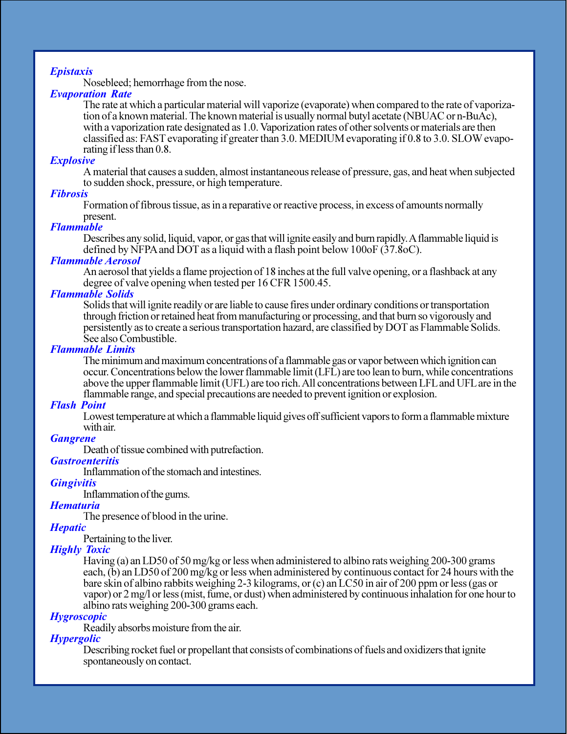***Epistaxis***

Nosebleed; hemorrhage from the nose.

***Evaporation Rate***

The rate at which a particular material will vaporize (evaporate) when compared to the rate of vaporization of a known material. The known material is usually normal butyl acetate (NBUAC or n-BuAc), with a vaporization rate designated as 1.0. Vaporization rates of other solvents or materials are then classified as: FAST evaporating if greater than 3.0. MEDIUM evaporating if 0.8 to 3.0. SLOW evaporating if less than 0.8.

***Explosive***

A material that causes a sudden, almost instantaneous release of pressure, gas, and heat when subjected to sudden shock, pressure, or high temperature.

***Fibrosis***

Formation of fibrous tissue, as in a reparative or reactive process, in excess of amounts normally present.

***Flammable***

Describes any solid, liquid, vapor, or gas that will ignite easily and burn rapidly. A flammable liquid is defined by NFPA and DOT as a liquid with a flash point below 100oF (37.8oC).

***Flammable Aerosol***

An aerosol that yields a flame projection of 18 inches at the full valve opening, or a flashback at any degree of valve opening when tested per 16 CFR 1500.45.

***Flammable Solids***

Solids that will ignite readily or are liable to cause fires under ordinary conditions or transportation through friction or retained heat from manufacturing or processing, and that burn so vigorously and persistently as to create a serious transportation hazard, are classified by DOT as Flammable Solids. See also Combustible.

***Flammable Limits***

The minimum and maximum concentrations of a flammable gas or vapor between which ignition can occur. Concentrations below the lower flammable limit (LFL) are too lean to burn, while concentrations above the upper flammable limit (UFL) are too rich. All concentrations between LFL and UFL are in the flammable range, and special precautions are needed to prevent ignition or explosion.

***Flash Point***

Lowest temperature at which a flammable liquid gives off sufficient vapors to form a flammable mixture with air.

***Gangrene***

Death of tissue combined with putrefaction.

***Gastroenteritis***

Inflammation of the stomach and intestines.

***Gingivitis***

Inflammation of the gums.

***Hematuria***

The presence of blood in the urine.

***Hepatic***

Pertaining to the liver.

***Highly Toxic***

Having (a) an LD50 of 50 mg/kg or less when administered to albino rats weighing 200-300 grams each, (b) an LD50 of 200 mg/kg or less when administered by continuous contact for 24 hours with the bare skin of albino rabbits weighing 2-3 kilograms, or (c) an LC50 in air of 200 ppm or less (gas or vapor) or 2 mg/l or less (mist, fume, or dust) when administered by continuous inhalation for one hour to albino rats weighing 200-300 grams each.

***Hygroscopic***

Readily absorbs moisture from the air.

***Hypergolic***

Describing rocket fuel or propellant that consists of combinations of fuels and oxidizers that ignite spontaneously on contact.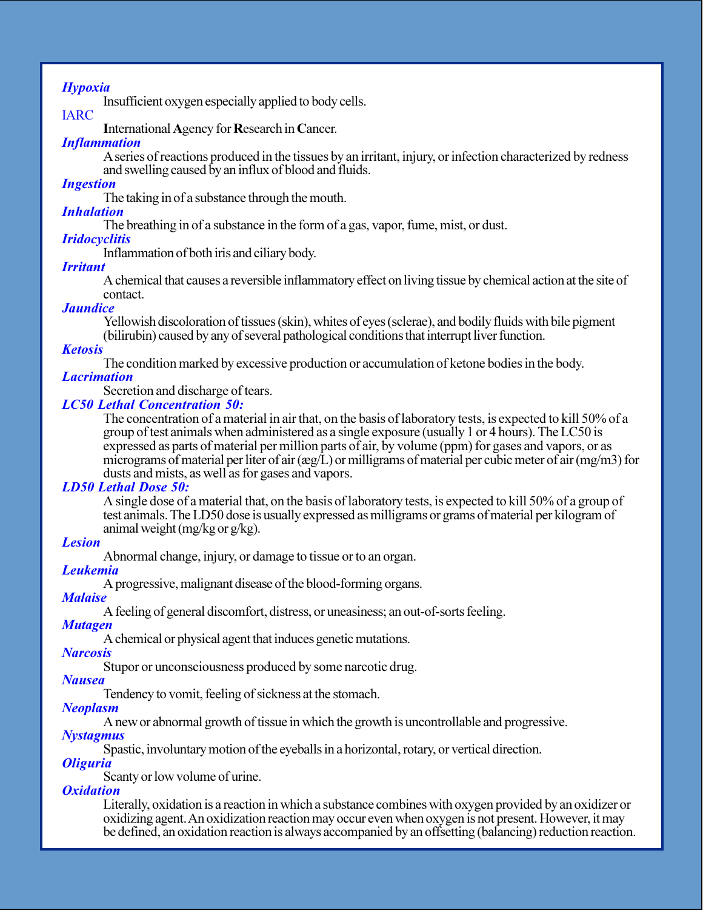***Hypoxia***

Insufficient oxygen especially applied to body cells.

IARC

**I**nternational **A**gency for **R**esearch in **C**ancer.

***Inflammation***

A series of reactions produced in the tissues by an irritant, injury, or infection characterized by redness and swelling caused by an influx of blood and fluids.

***Ingestion***

The taking in of a substance through the mouth.

***Inhalation***

The breathing in of a substance in the form of a gas, vapor, fume, mist, or dust.

***Iridocyclitis***

Inflammation of both iris and ciliary body.

***Irritant***

A chemical that causes a reversible inflammatory effect on living tissue by chemical action at the site of contact.

***Jaundice***

Yellowish discoloration of tissues (skin), whites of eyes (sclerae), and bodily fluids with bile pigment (bilirubin) caused by any of several pathological conditions that interrupt liver function.

***Ketosis***

The condition marked by excessive production or accumulation of ketone bodies in the body.

***Lacrimation***

Secretion and discharge of tears.

***LC50 Lethal Concentration 50:***

The concentration of a material in air that, on the basis of laboratory tests, is expected to kill 50% of a group of test animals when administered as a single exposure (usually 1 or 4 hours). The LC50 is expressed as parts of material per million parts of air, by volume (ppm) for gases and vapors, or as micrograms of material per liter of air (æg/L) or milligrams of material per cubic meter of air (mg/m3) for dusts and mists, as well as for gases and vapors.

***LD50 Lethal Dose 50:***

A single dose of a material that, on the basis of laboratory tests, is expected to kill 50% of a group of test animals. The LD50 dose is usually expressed as milligrams or grams of material per kilogram of animal weight (mg/kg or g/kg).

***Lesion***

Abnormal change, injury, or damage to tissue or to an organ.

***Leukemia***

A progressive, malignant disease of the blood-forming organs.

***Malaise***

A feeling of general discomfort, distress, or uneasiness; an out-of-sorts feeling.

***Mutagen***

A chemical or physical agent that induces genetic mutations.

***Narcosis***

Stupor or unconsciousness produced by some narcotic drug.

***Nausea***

Tendency to vomit, feeling of sickness at the stomach.

***Neoplasm***

A new or abnormal growth of tissue in which the growth is uncontrollable and progressive.

***Nystagmus***

Spastic, involuntary motion of the eyeballs in a horizontal, rotary, or vertical direction.

***Oliguria***

Scanty or low volume of urine.

***Oxidation***

Literally, oxidation is a reaction in which a substance combines with oxygen provided by an oxidizer or oxidizing agent. An oxidization reaction may occur even when oxygen is not present. However, it may be defined, an oxidation reaction is always accompanied by an offsetting (balancing) reduction reaction.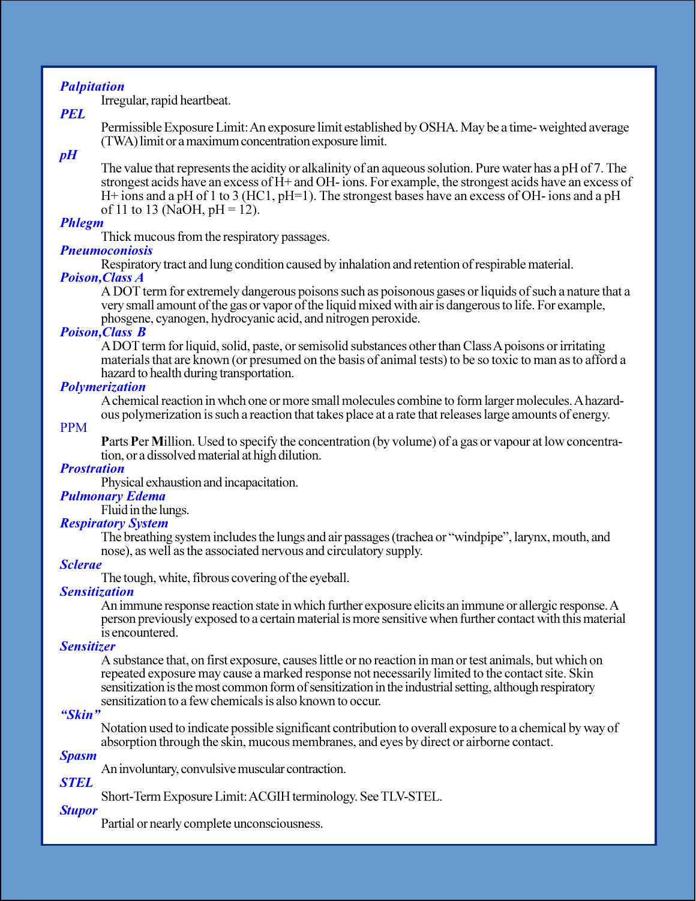***Palpitation***

Irregular, rapid heartbeat.

***PEL***

Permissible Exposure Limit: An exposure limit established by OSHA. May be a time- weighted average (TWA) limit or a maximum concentration exposure limit.

***pH***

The value that represents the acidity or alkalinity of an aqueous solution. Pure water has a pH of 7. The strongest acids have an excess of H+ and OH- ions. For example, the strongest acids have an excess of H+ ions and a pH of 1 to 3 (HC1, pH=1). The strongest bases have an excess of OH- ions and a pH of 11 to 13 (NaOH, pH = 12).

***Phlegm***

Thick mucous from the respiratory passages.

***Pneumoconiosis***

Respiratory tract and lung condition caused by inhalation and retention of respirable material.

***Poison,Class A***

A DOT term for extremely dangerous poisons such as poisonous gases or liquids of such a nature that a very small amount of the gas or vapor of the liquid mixed with air is dangerous to life. For example, phosgene, cyanogen, hydrocyanic acid, and nitrogen peroxide.

***Poison,Class B***

A DOT term for liquid, solid, paste, or semisolid substances other than Class A poisons or irritating materials that are known (or presumed on the basis of animal tests) to be so toxic to man as to afford a hazard to health during transportation.

***Polymerization***

A chemical reaction in whch one or more small molecules combine to form larger molecules. A hazardous polymerization is such a reaction that takes place at a rate that releases large amounts of energy.

PPM

**P**arts **P**er **M**illion. Used to specify the concentration (by volume) of a gas or vapour at low concentration, or a dissolved material at high dilution.

***Prostration***

Physical exhaustion and incapacitation.

***Pulmonary Edema***

Fluid in the lungs.

***Respiratory System***

The breathing system includes the lungs and air passages (trachea or "windpipe", larynx, mouth, and nose), as well as the associated nervous and circulatory supply.

***Sclerae***

The tough, white, fibrous covering of the eyeball.

***Sensitization***

An immune response reaction state in which further exposure elicits an immune or allergic response. A person previously exposed to a certain material is more sensitive when further contact with this material is encountered.

***Sensitizer***

A substance that, on first exposure, causes little or no reaction in man or test animals, but which on repeated exposure may cause a marked response not necessarily limited to the contact site. Skin sensitization is the most common form of sensitization in the industrial setting, although respiratory sensitization to a few chemicals is also known to occur.

***"Skin"***

Notation used to indicate possible significant contribution to overall exposure to a chemical by way of absorption through the skin, mucous membranes, and eyes by direct or airborne contact.

***Spasm***

An involuntary, convulsive muscular contraction.

***STEL***

Short-Term Exposure Limit: ACGIH terminology. See TLV-STEL.

***Stupor***

Partial or nearly complete unconsciousness.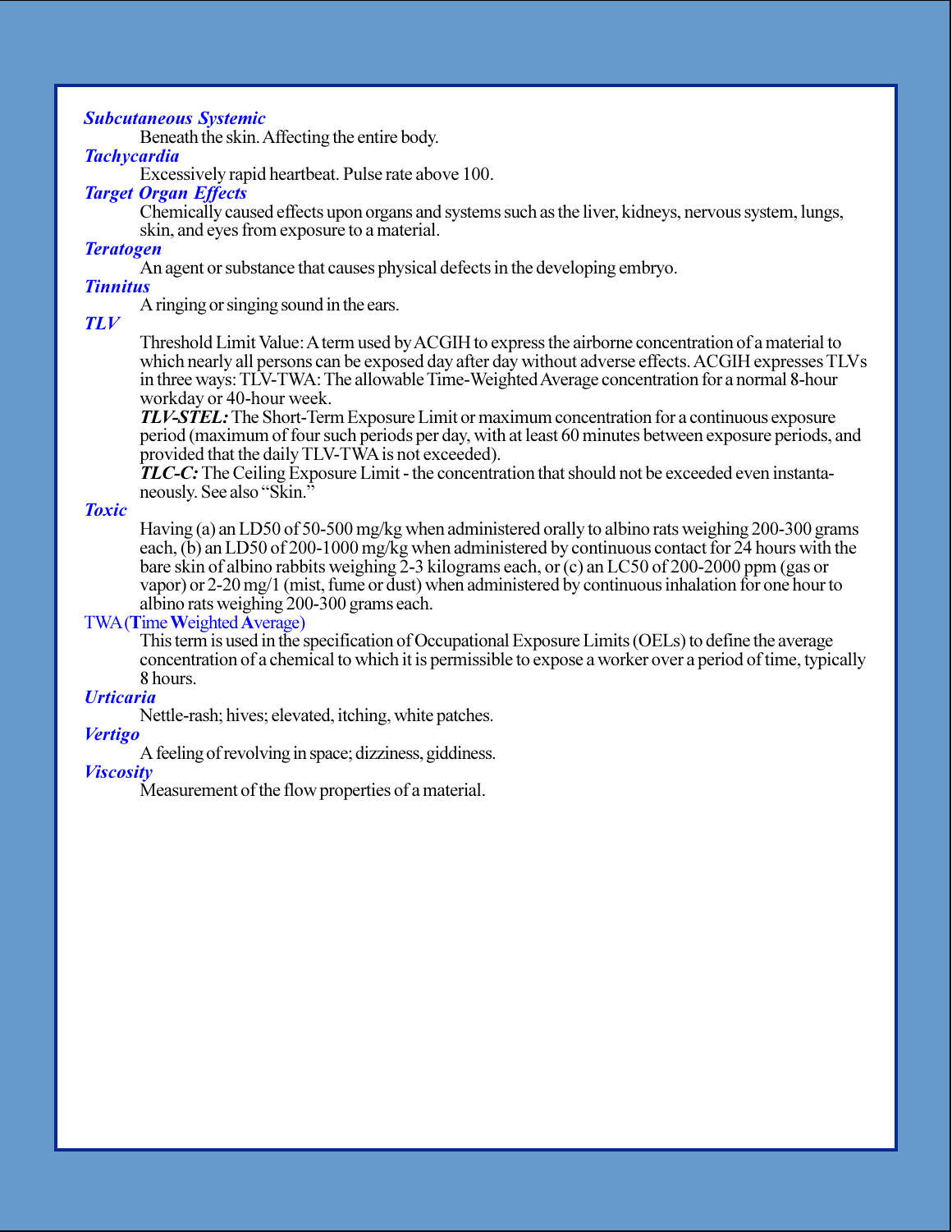***Subcutaneous Systemic***

Beneath the skin. Affecting the entire body.

***Tachycardia***

Excessively rapid heartbeat. Pulse rate above 100.

***Target Organ Effects***

Chemically caused effects upon organs and systems such as the liver, kidneys, nervous system, lungs, skin, and eyes from exposure to a material.

***Teratogen***

An agent or substance that causes physical defects in the developing embryo.

***Tinnitus***

A ringing or singing sound in the ears.

***TLV***

Threshold Limit Value: A term used by ACGIH to express the airborne concentration of a material to which nearly all persons can be exposed day after day without adverse effects. ACGIH expresses TLVs in three ways: TLV-TWA: The allowable Time-Weighted Average concentration for a normal 8-hour workday or 40-hour week.

***TLV-STEL:*** The Short-Term Exposure Limit or maximum concentration for a continuous exposure period (maximum of four such periods per day, with at least 60 minutes between exposure periods, and provided that the daily TLV-TWA is not exceeded).

***TLC-C:*** The Ceiling Exposure Limit - the concentration that should not be exceeded even instantaneously. See also "Skin."

***Toxic***

Having (a) an LD50 of 50-500 mg/kg when administered orally to albino rats weighing 200-300 grams each, (b) an LD50 of 200-1000 mg/kg when administered by continuous contact for 24 hours with the bare skin of albino rabbits weighing 2-3 kilograms each, or (c) an LC50 of 200-2000 ppm (gas or vapor) or 2-20 mg/1 (mist, fume or dust) when administered by continuous inhalation for one hour to albino rats weighing 200-300 grams each.

TWA (**T**ime **W**eighted **A**verage)

This term is used in the specification of Occupational Exposure Limits (OELs) to define the average concentration of a chemical to which it is permissible to expose a worker over a period of time, typically 8 hours.

***Urticaria***

Nettle-rash; hives; elevated, itching, white patches.

***Vertigo***

A feeling of revolving in space; dizziness, giddiness.

***Viscosity***

Measurement of the flow properties of a material.